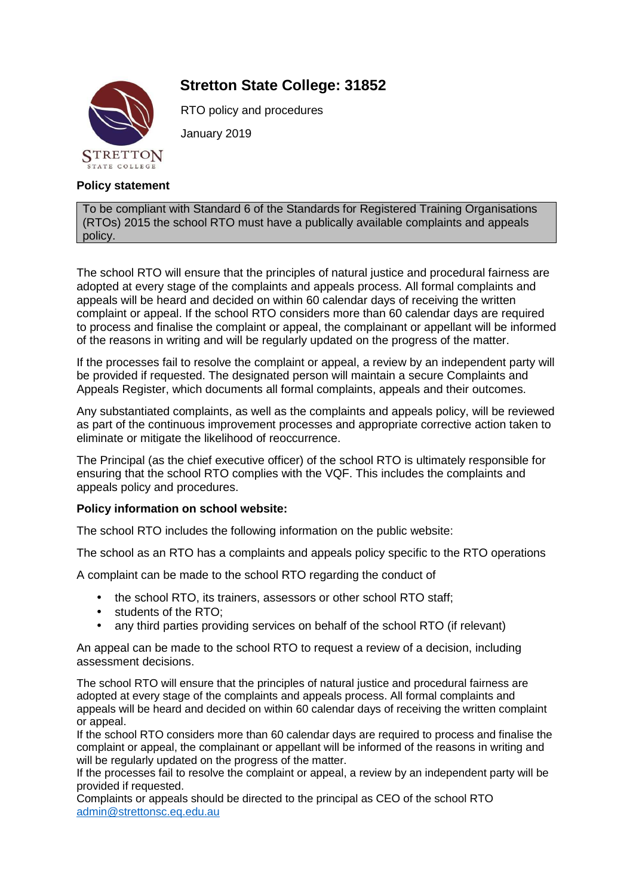# Stretton State College: 31852

RTO policy and procedures

January 2019

**Policy statement**

> To be compliant with Standard 6 of the Standards for Registered Training Organisations (RTOs) 2015 the school RTO must have a publically available complaints and appeals policy.

The school RTO will ensure that the principles of natural justice and procedural fairness are adopted at every stage of the complaints and appeals process. All formal complaints and appeals will be heard and decided on within 60 calendar days of receiving the written complaint or appeal. If the school RTO considers more than 60 calendar days are required to process and finalise the complaint or appeal, the complainant or appellant will be informed of the reasons in writing and will be regularly updated on the progress of the matter.

If the processes fail to resolve the complaint or appeal, a review by an independent party will be provided if requested. The designated person will maintain a secure Complaints and Appeals Register, which documents all formal complaints, appeals and their outcomes.

Any substantiated complaints, as well as the complaints and appeals policy, will be reviewed as part of the continuous improvement processes and appropriate corrective action taken to eliminate or mitigate the likelihood of reoccurrence.

The Principal (as the chief executive officer) of the school RTO is ultimately responsible for ensuring that the school RTO complies with the VQF. This includes the complaints and appeals policy and procedures.

**Policy information on school website:**

The school RTO includes the following information on the public website:

The school as an RTO has a complaints and appeals policy specific to the RTO operations

A complaint can be made to the school RTO regarding the conduct of

- the school RTO, its trainers, assessors or other school RTO staff;
- students of the RTO;
- any third parties providing services on behalf of the school RTO (if relevant)

An appeal can be made to the school RTO to request a review of a decision, including assessment decisions.

The school RTO will ensure that the principles of natural justice and procedural fairness are adopted at every stage of the complaints and appeals process. All formal complaints and appeals will be heard and decided on within 60 calendar days of receiving the written complaint or appeal.
If the school RTO considers more than 60 calendar days are required to process and finalise the complaint or appeal, the complainant or appellant will be informed of the reasons in writing and will be regularly updated on the progress of the matter.
If the processes fail to resolve the complaint or appeal, a review by an independent party will be provided if requested.
Complaints or appeals should be directed to the principal as CEO of the school RTO
admin@strettonsc.eq.edu.au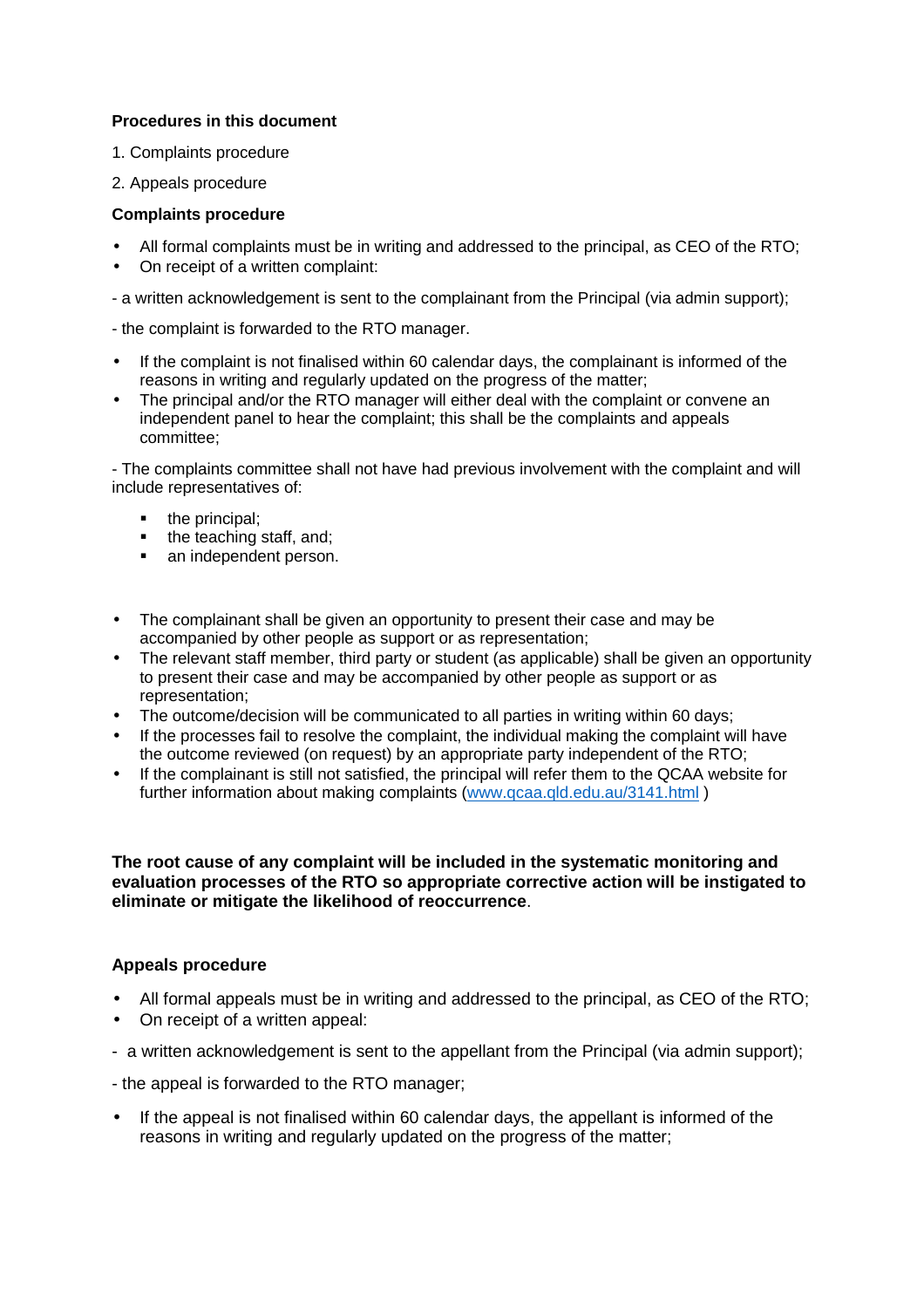**Procedures in this document**

1. Complaints procedure

2. Appeals procedure

**Complaints procedure**

- All formal complaints must be in writing and addressed to the principal, as CEO of the RTO;
- On receipt of a written complaint:

- a written acknowledgement is sent to the complainant from the Principal (via admin support);

- the complaint is forwarded to the RTO manager.

- If the complaint is not finalised within 60 calendar days, the complainant is informed of the reasons in writing and regularly updated on the progress of the matter;
- The principal and/or the RTO manager will either deal with the complaint or convene an independent panel to hear the complaint; this shall be the complaints and appeals committee;

- The complaints committee shall not have had previous involvement with the complaint and will include representatives of:

    - the principal;
    - the teaching staff, and;
    - an independent person.

- The complainant shall be given an opportunity to present their case and may be accompanied by other people as support or as representation;
- The relevant staff member, third party or student (as applicable) shall be given an opportunity to present their case and may be accompanied by other people as support or as representation;
- The outcome/decision will be communicated to all parties in writing within 60 days;
- If the processes fail to resolve the complaint, the individual making the complaint will have the outcome reviewed (on request) by an appropriate party independent of the RTO;
- If the complainant is still not satisfied, the principal will refer them to the QCAA website for further information about making complaints ([www.qcaa.qld.edu.au/3141.html](www.qcaa.qld.edu.au/3141.html) )

**The root cause of any complaint will be included in the systematic monitoring and evaluation processes of the RTO so appropriate corrective action will be instigated to eliminate or mitigate the likelihood of reoccurrence**.

**Appeals procedure**

- All formal appeals must be in writing and addressed to the principal, as CEO of the RTO;
- On receipt of a written appeal:

- a written acknowledgement is sent to the appellant from the Principal (via admin support);

- the appeal is forwarded to the RTO manager;

- If the appeal is not finalised within 60 calendar days, the appellant is informed of the reasons in writing and regularly updated on the progress of the matter;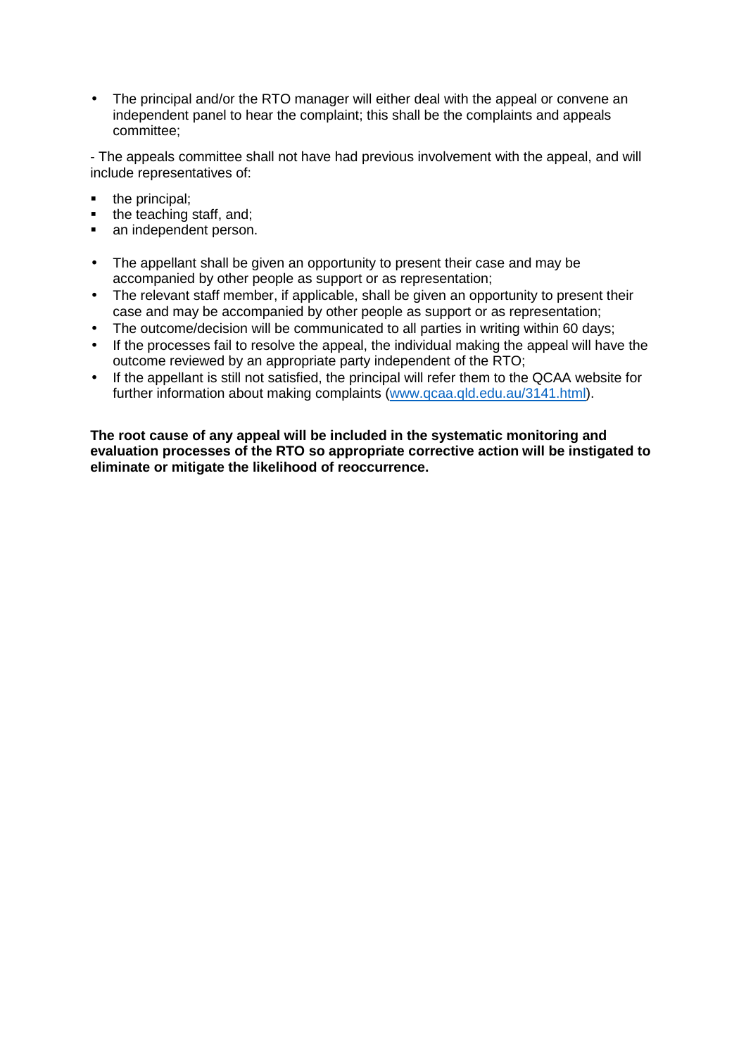- The principal and/or the RTO manager will either deal with the appeal or convene an independent panel to hear the complaint; this shall be the complaints and appeals committee;

- The appeals committee shall not have had previous involvement with the appeal, and will include representatives of:

  - the principal;
  - the teaching staff, and;
  - an independent person.

- The appellant shall be given an opportunity to present their case and may be accompanied by other people as support or as representation;
- The relevant staff member, if applicable, shall be given an opportunity to present their case and may be accompanied by other people as support or as representation;
- The outcome/decision will be communicated to all parties in writing within 60 days;
- If the processes fail to resolve the appeal, the individual making the appeal will have the outcome reviewed by an appropriate party independent of the RTO;
- If the appellant is still not satisfied, the principal will refer them to the QCAA website for further information about making complaints (www.qcaa.qld.edu.au/3141.html).

**The root cause of any appeal will be included in the systematic monitoring and evaluation processes of the RTO so appropriate corrective action will be instigated to eliminate or mitigate the likelihood of reoccurrence.**